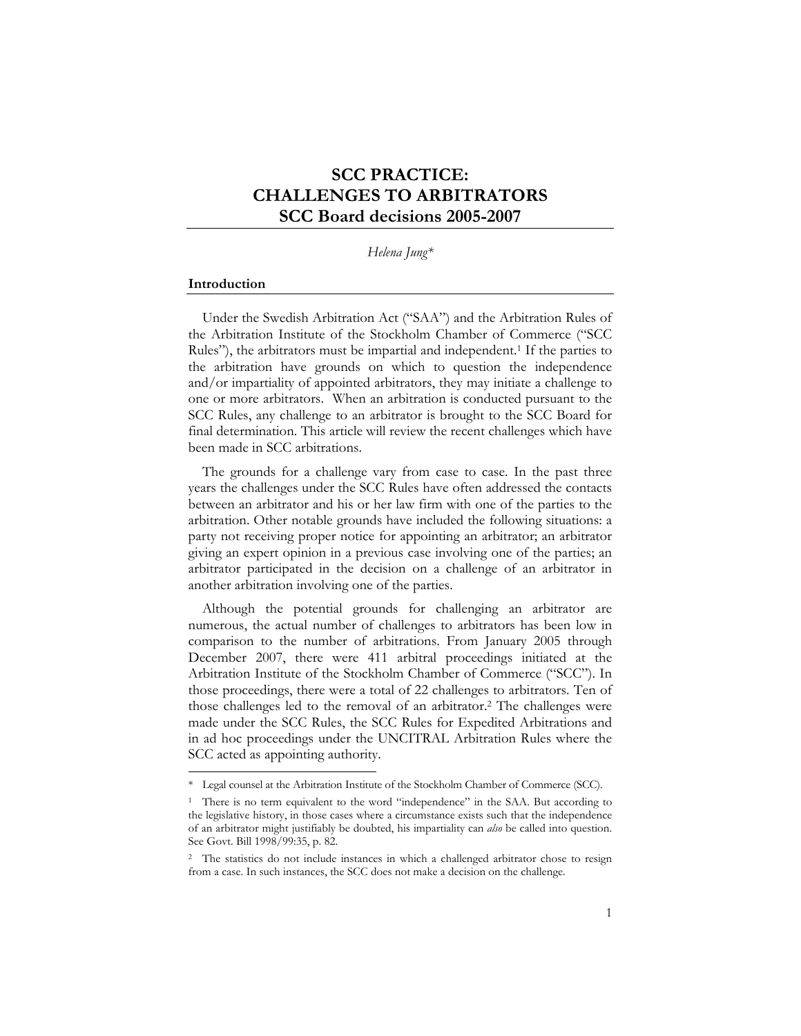# SCC PRACTICE: CHALLENGES TO ARBITRATORS SCC Board decisions 2005-2007

*Helena Jung\**

## Introduction

Under the Swedish Arbitration Act ("SAA") and the Arbitration Rules of the Arbitration Institute of the Stockholm Chamber of Commerce ("SCC Rules"), the arbitrators must be impartial and independent.[1] If the parties to the arbitration have grounds on which to question the independence and/or impartiality of appointed arbitrators, they may initiate a challenge to one or more arbitrators. When an arbitration is conducted pursuant to the SCC Rules, any challenge to an arbitrator is brought to the SCC Board for final determination. This article will review the recent challenges which have been made in SCC arbitrations.

The grounds for a challenge vary from case to case. In the past three years the challenges under the SCC Rules have often addressed the contacts between an arbitrator and his or her law firm with one of the parties to the arbitration. Other notable grounds have included the following situations: a party not receiving proper notice for appointing an arbitrator; an arbitrator giving an expert opinion in a previous case involving one of the parties; an arbitrator participated in the decision on a challenge of an arbitrator in another arbitration involving one of the parties.

Although the potential grounds for challenging an arbitrator are numerous, the actual number of challenges to arbitrators has been low in comparison to the number of arbitrations. From January 2005 through December 2007, there were 411 arbitral proceedings initiated at the Arbitration Institute of the Stockholm Chamber of Commerce ("SCC"). In those proceedings, there were a total of 22 challenges to arbitrators. Ten of those challenges led to the removal of an arbitrator.[2] The challenges were made under the SCC Rules, the SCC Rules for Expedited Arbitrations and in ad hoc proceedings under the UNCITRAL Arbitration Rules where the SCC acted as appointing authority.

---

\* Legal counsel at the Arbitration Institute of the Stockholm Chamber of Commerce (SCC).

[1] There is no term equivalent to the word "independence" in the SAA. But according to the legislative history, in those cases where a circumstance exists such that the independence of an arbitrator might justifiably be doubted, his impartiality can *also* be called into question. See Govt. Bill 1998/99:35, p. 82.

[2] The statistics do not include instances in which a challenged arbitrator chose to resign from a case. In such instances, the SCC does not make a decision on the challenge.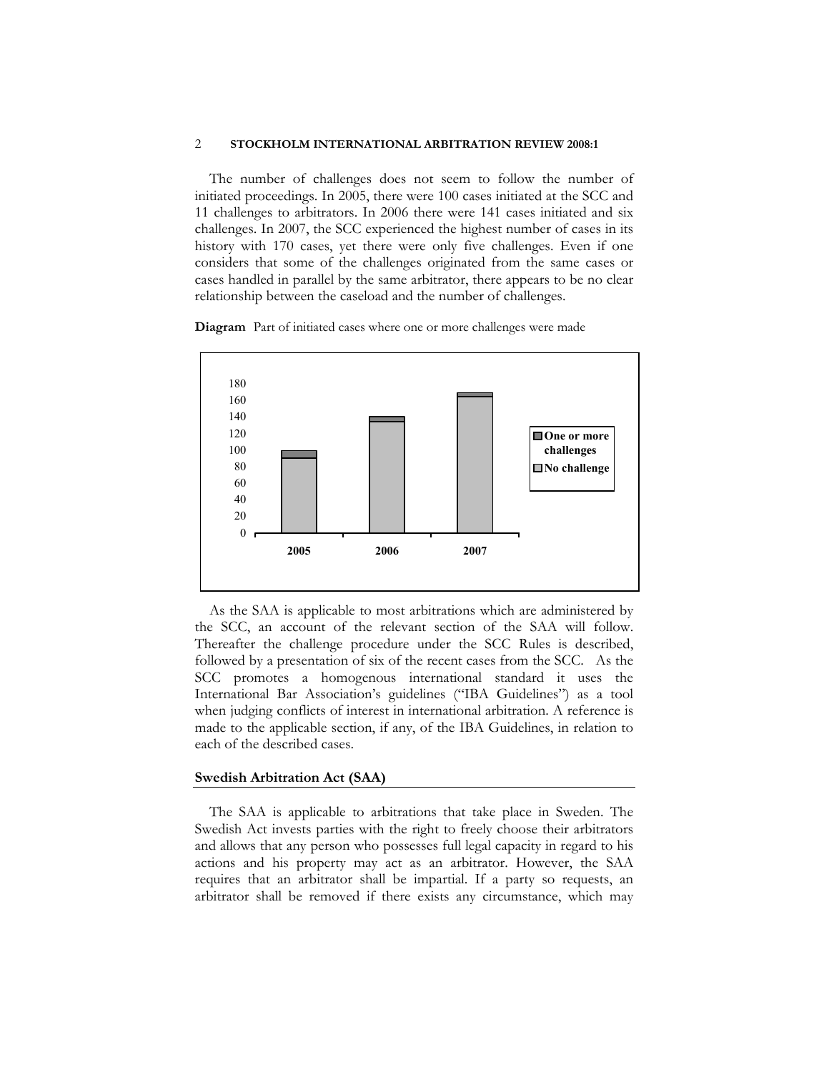The number of challenges does not seem to follow the number of initiated proceedings. In 2005, there were 100 cases initiated at the SCC and 11 challenges to arbitrators. In 2006 there were 141 cases initiated and six challenges. In 2007, the SCC experienced the highest number of cases in its history with 170 cases, yet there were only five challenges. Even if one considers that some of the challenges originated from the same cases or cases handled in parallel by the same arbitrator, there appears to be no clear relationship between the caseload and the number of challenges.

**Diagram** Part of initiated cases where one or more challenges were made

As the SAA is applicable to most arbitrations which are administered by the SCC, an account of the relevant section of the SAA will follow. Thereafter the challenge procedure under the SCC Rules is described, followed by a presentation of six of the recent cases from the SCC. As the SCC promotes a homogenous international standard it uses the International Bar Association's guidelines ("IBA Guidelines") as a tool when judging conflicts of interest in international arbitration. A reference is made to the applicable section, if any, of the IBA Guidelines, in relation to each of the described cases.

## Swedish Arbitration Act (SAA)

The SAA is applicable to arbitrations that take place in Sweden. The Swedish Act invests parties with the right to freely choose their arbitrators and allows that any person who possesses full legal capacity in regard to his actions and his property may act as an arbitrator. However, the SAA requires that an arbitrator shall be impartial. If a party so requests, an arbitrator shall be removed if there exists any circumstance, which may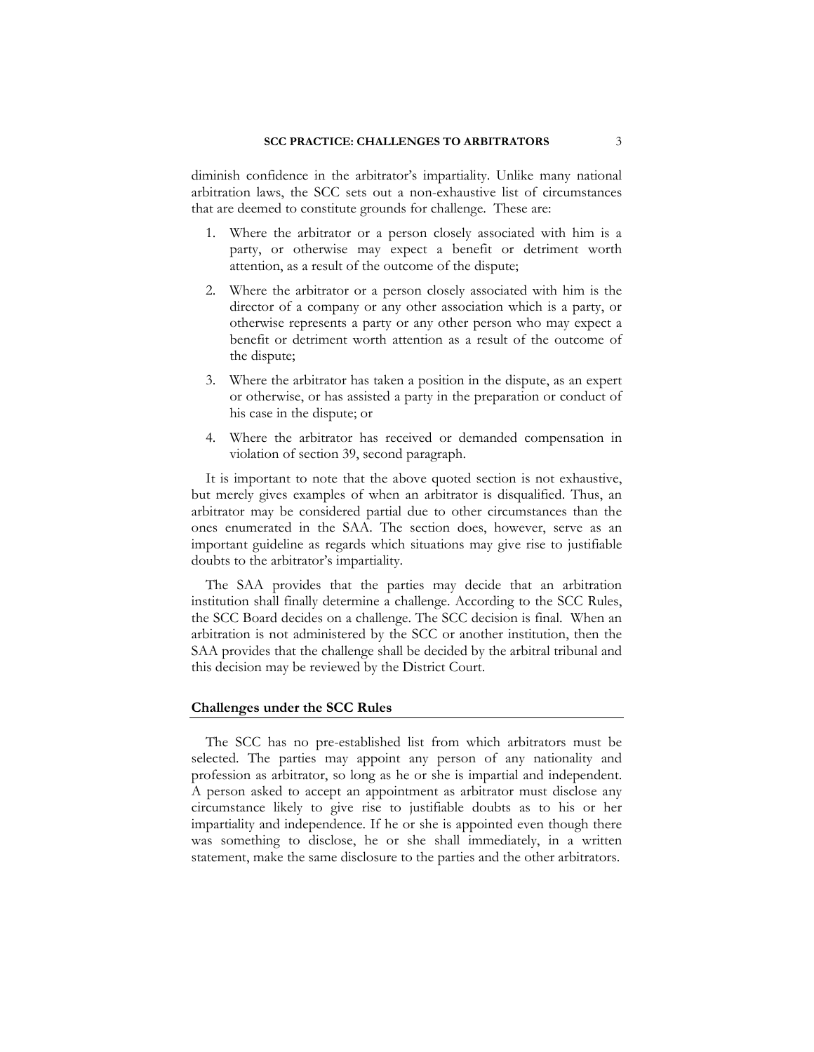diminish confidence in the arbitrator's impartiality. Unlike many national arbitration laws, the SCC sets out a non-exhaustive list of circumstances that are deemed to constitute grounds for challenge. These are:

1. Where the arbitrator or a person closely associated with him is a party, or otherwise may expect a benefit or detriment worth attention, as a result of the outcome of the dispute;
2. Where the arbitrator or a person closely associated with him is the director of a company or any other association which is a party, or otherwise represents a party or any other person who may expect a benefit or detriment worth attention as a result of the outcome of the dispute;
3. Where the arbitrator has taken a position in the dispute, as an expert or otherwise, or has assisted a party in the preparation or conduct of his case in the dispute; or
4. Where the arbitrator has received or demanded compensation in violation of section 39, second paragraph.

It is important to note that the above quoted section is not exhaustive, but merely gives examples of when an arbitrator is disqualified. Thus, an arbitrator may be considered partial due to other circumstances than the ones enumerated in the SAA. The section does, however, serve as an important guideline as regards which situations may give rise to justifiable doubts to the arbitrator's impartiality.

The SAA provides that the parties may decide that an arbitration institution shall finally determine a challenge. According to the SCC Rules, the SCC Board decides on a challenge. The SCC decision is final. When an arbitration is not administered by the SCC or another institution, then the SAA provides that the challenge shall be decided by the arbitral tribunal and this decision may be reviewed by the District Court.

## Challenges under the SCC Rules

The SCC has no pre-established list from which arbitrators must be selected. The parties may appoint any person of any nationality and profession as arbitrator, so long as he or she is impartial and independent. A person asked to accept an appointment as arbitrator must disclose any circumstance likely to give rise to justifiable doubts as to his or her impartiality and independence. If he or she is appointed even though there was something to disclose, he or she shall immediately, in a written statement, make the same disclosure to the parties and the other arbitrators.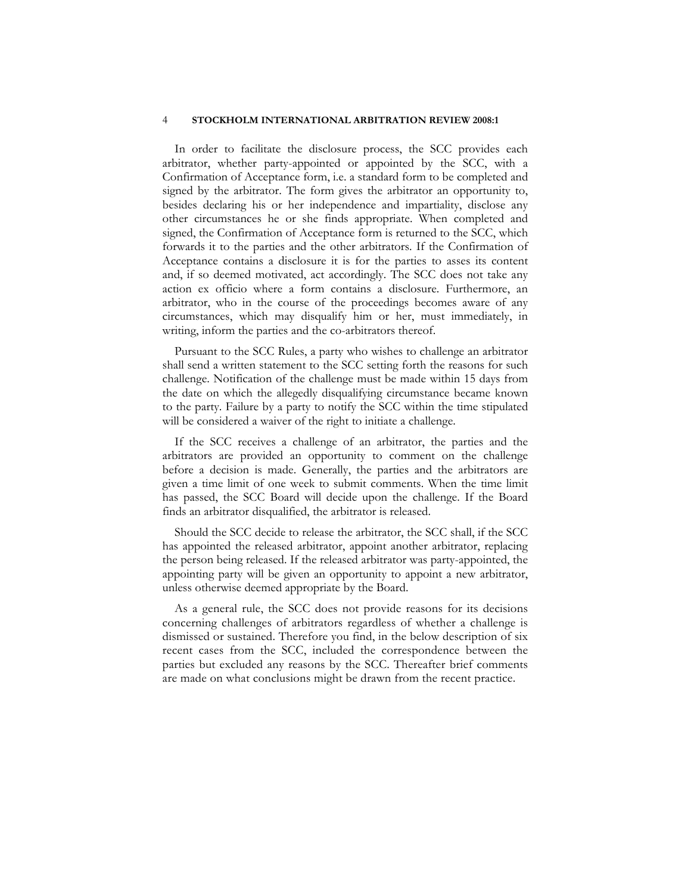In order to facilitate the disclosure process, the SCC provides each arbitrator, whether party-appointed or appointed by the SCC, with a Confirmation of Acceptance form, i.e. a standard form to be completed and signed by the arbitrator. The form gives the arbitrator an opportunity to, besides declaring his or her independence and impartiality, disclose any other circumstances he or she finds appropriate. When completed and signed, the Confirmation of Acceptance form is returned to the SCC, which forwards it to the parties and the other arbitrators. If the Confirmation of Acceptance contains a disclosure it is for the parties to asses its content and, if so deemed motivated, act accordingly. The SCC does not take any action ex officio where a form contains a disclosure. Furthermore, an arbitrator, who in the course of the proceedings becomes aware of any circumstances, which may disqualify him or her, must immediately, in writing, inform the parties and the co-arbitrators thereof.

Pursuant to the SCC Rules, a party who wishes to challenge an arbitrator shall send a written statement to the SCC setting forth the reasons for such challenge. Notification of the challenge must be made within 15 days from the date on which the allegedly disqualifying circumstance became known to the party. Failure by a party to notify the SCC within the time stipulated will be considered a waiver of the right to initiate a challenge.

If the SCC receives a challenge of an arbitrator, the parties and the arbitrators are provided an opportunity to comment on the challenge before a decision is made. Generally, the parties and the arbitrators are given a time limit of one week to submit comments. When the time limit has passed, the SCC Board will decide upon the challenge. If the Board finds an arbitrator disqualified, the arbitrator is released.

Should the SCC decide to release the arbitrator, the SCC shall, if the SCC has appointed the released arbitrator, appoint another arbitrator, replacing the person being released. If the released arbitrator was party-appointed, the appointing party will be given an opportunity to appoint a new arbitrator, unless otherwise deemed appropriate by the Board.

As a general rule, the SCC does not provide reasons for its decisions concerning challenges of arbitrators regardless of whether a challenge is dismissed or sustained. Therefore you find, in the below description of six recent cases from the SCC, included the correspondence between the parties but excluded any reasons by the SCC. Thereafter brief comments are made on what conclusions might be drawn from the recent practice.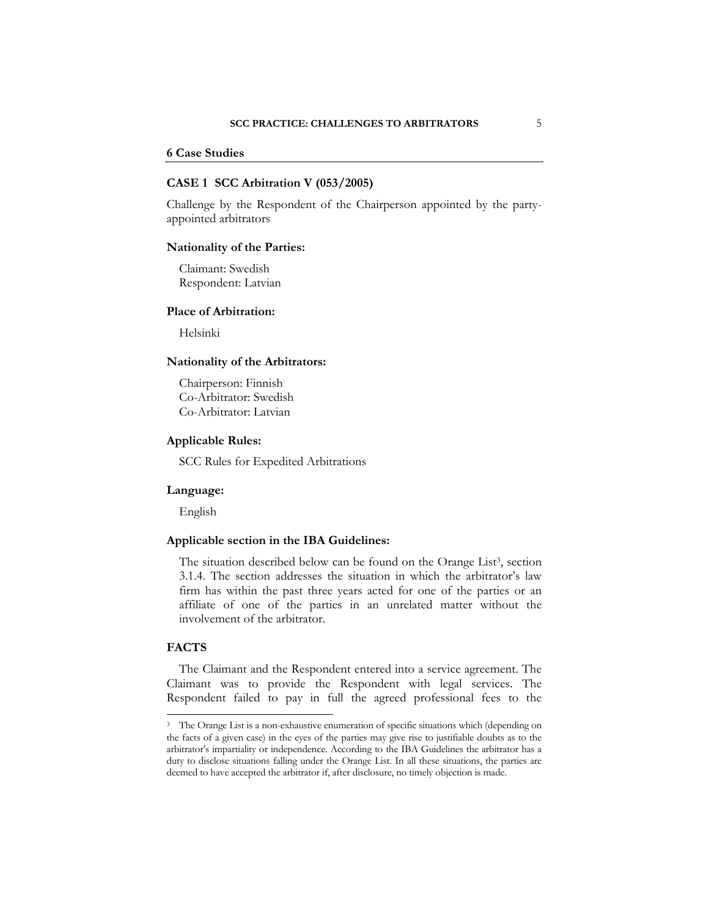## 6 Case Studies

### CASE 1 SCC Arbitration V (053/2005)

Challenge by the Respondent of the Chairperson appointed by the party-appointed arbitrators

**Nationality of the Parties:**

Claimant: Swedish
Respondent: Latvian

**Place of Arbitration:**

Helsinki

**Nationality of the Arbitrators:**

Chairperson: Finnish
Co-Arbitrator: Swedish
Co-Arbitrator: Latvian

**Applicable Rules:**

SCC Rules for Expedited Arbitrations

**Language:**

English

**Applicable section in the IBA Guidelines:**

The situation described below can be found on the Orange List[3], section 3.1.4. The section addresses the situation in which the arbitrator's law firm has within the past three years acted for one of the parties or an affiliate of one of the parties in an unrelated matter without the involvement of the arbitrator.

**FACTS**

The Claimant and the Respondent entered into a service agreement. The Claimant was to provide the Respondent with legal services. The Respondent failed to pay in full the agreed professional fees to the

---

[3] The Orange List is a non-exhaustive enumeration of specific situations which (depending on the facts of a given case) in the eyes of the parties may give rise to justifiable doubts as to the arbitrator's impartiality or independence. According to the IBA Guidelines the arbitrator has a duty to disclose situations falling under the Orange List. In all these situations, the parties are deemed to have accepted the arbitrator if, after disclosure, no timely objection is made.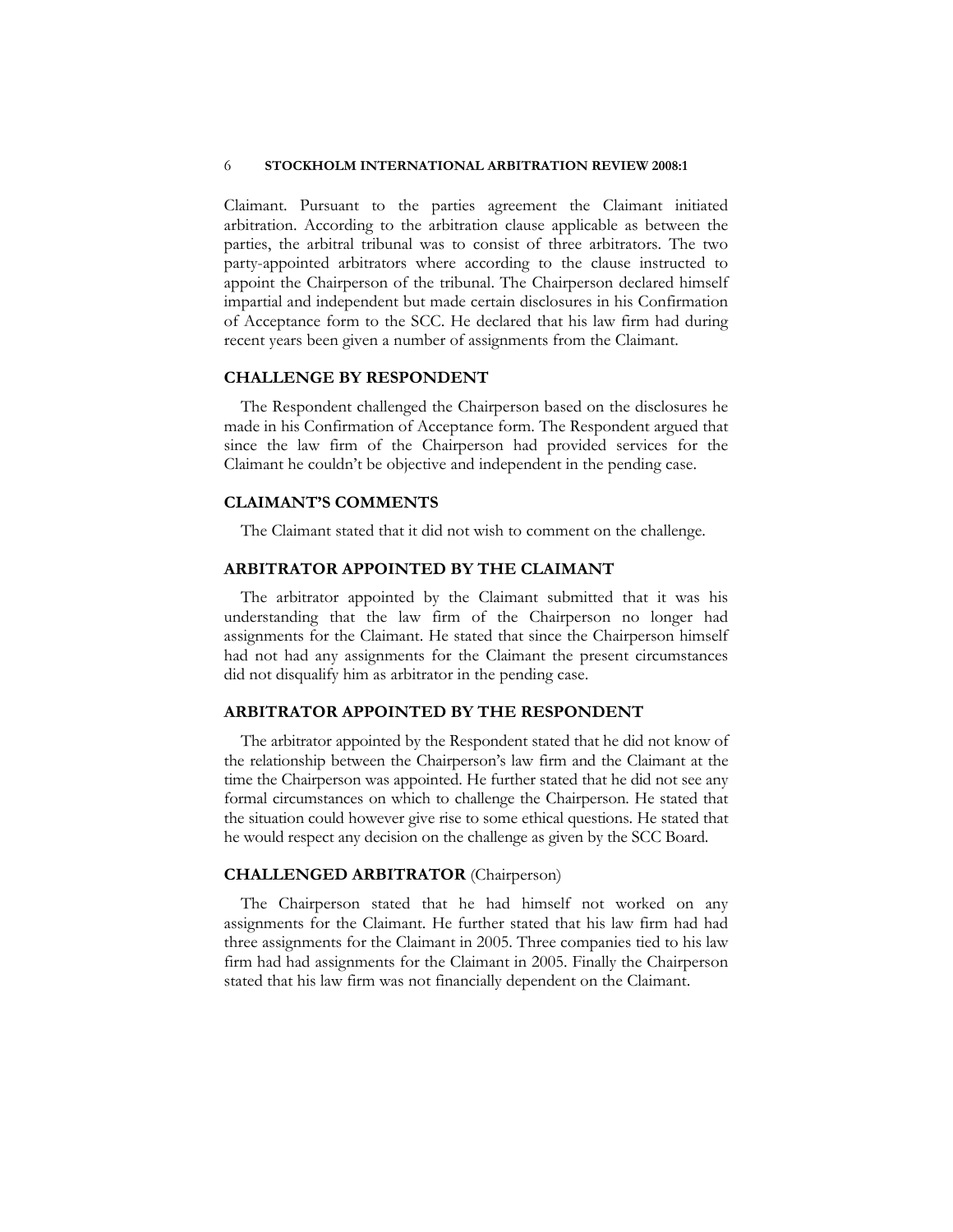Claimant. Pursuant to the parties agreement the Claimant initiated arbitration. According to the arbitration clause applicable as between the parties, the arbitral tribunal was to consist of three arbitrators. The two party-appointed arbitrators where according to the clause instructed to appoint the Chairperson of the tribunal. The Chairperson declared himself impartial and independent but made certain disclosures in his Confirmation of Acceptance form to the SCC. He declared that his law firm had during recent years been given a number of assignments from the Claimant.

### CHALLENGE BY RESPONDENT

The Respondent challenged the Chairperson based on the disclosures he made in his Confirmation of Acceptance form. The Respondent argued that since the law firm of the Chairperson had provided services for the Claimant he couldn't be objective and independent in the pending case.

### CLAIMANT'S COMMENTS

The Claimant stated that it did not wish to comment on the challenge.

### ARBITRATOR APPOINTED BY THE CLAIMANT

The arbitrator appointed by the Claimant submitted that it was his understanding that the law firm of the Chairperson no longer had assignments for the Claimant. He stated that since the Chairperson himself had not had any assignments for the Claimant the present circumstances did not disqualify him as arbitrator in the pending case.

### ARBITRATOR APPOINTED BY THE RESPONDENT

The arbitrator appointed by the Respondent stated that he did not know of the relationship between the Chairperson's law firm and the Claimant at the time the Chairperson was appointed. He further stated that he did not see any formal circumstances on which to challenge the Chairperson. He stated that the situation could however give rise to some ethical questions. He stated that he would respect any decision on the challenge as given by the SCC Board.

### CHALLENGED ARBITRATOR (Chairperson)

The Chairperson stated that he had himself not worked on any assignments for the Claimant. He further stated that his law firm had had three assignments for the Claimant in 2005. Three companies tied to his law firm had had assignments for the Claimant in 2005. Finally the Chairperson stated that his law firm was not financially dependent on the Claimant.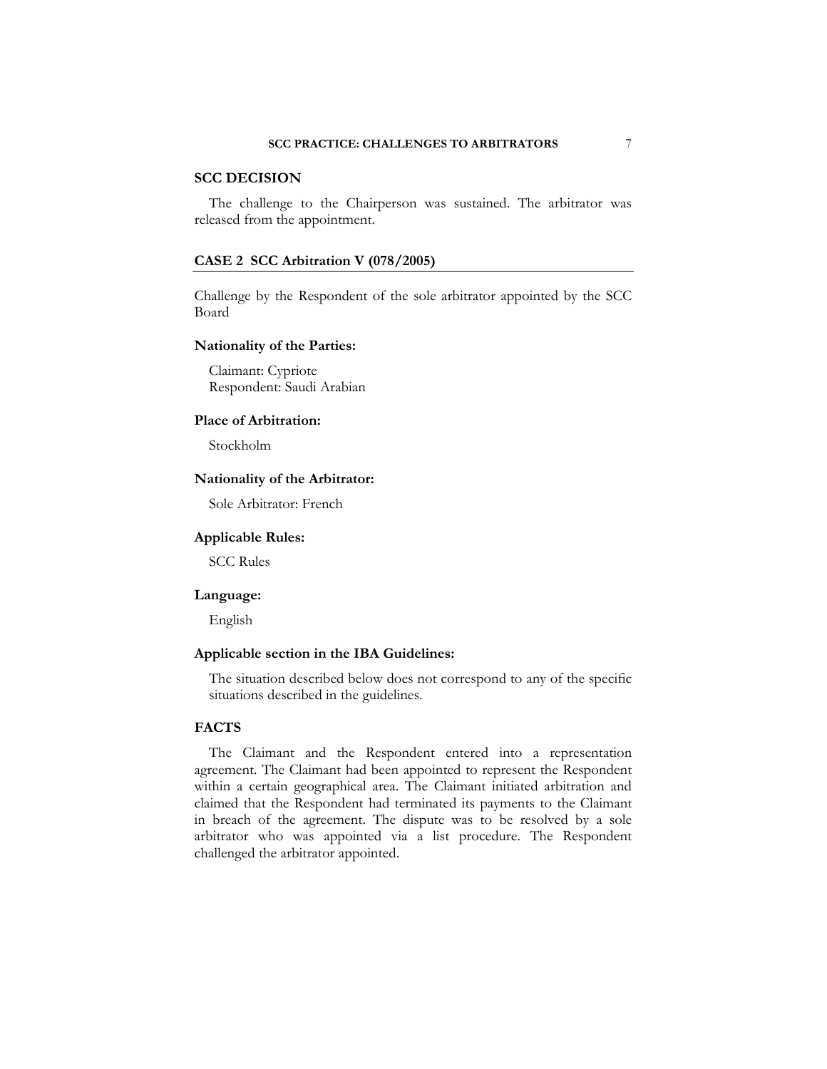### SCC DECISION

The challenge to the Chairperson was sustained. The arbitrator was released from the appointment.

## CASE 2 SCC Arbitration V (078/2005)

Challenge by the Respondent of the sole arbitrator appointed by the SCC Board

### Nationality of the Parties:

Claimant: Cypriote
Respondent: Saudi Arabian

### Place of Arbitration:

Stockholm

### Nationality of the Arbitrator:

Sole Arbitrator: French

### Applicable Rules:

SCC Rules

### Language:

English

### Applicable section in the IBA Guidelines:

The situation described below does not correspond to any of the specific situations described in the guidelines.

### FACTS

The Claimant and the Respondent entered into a representation agreement. The Claimant had been appointed to represent the Respondent within a certain geographical area. The Claimant initiated arbitration and claimed that the Respondent had terminated its payments to the Claimant in breach of the agreement. The dispute was to be resolved by a sole arbitrator who was appointed via a list procedure. The Respondent challenged the arbitrator appointed.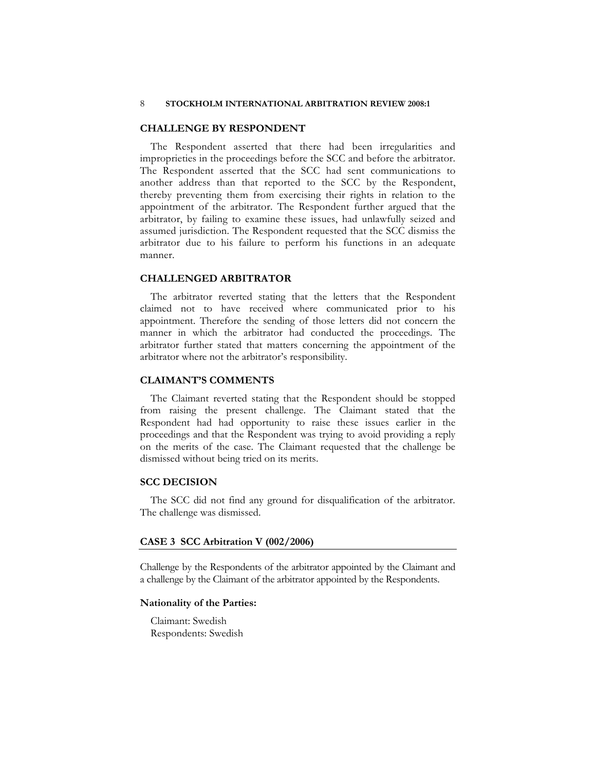### CHALLENGE BY RESPONDENT

The Respondent asserted that there had been irregularities and improprieties in the proceedings before the SCC and before the arbitrator. The Respondent asserted that the SCC had sent communications to another address than that reported to the SCC by the Respondent, thereby preventing them from exercising their rights in relation to the appointment of the arbitrator. The Respondent further argued that the arbitrator, by failing to examine these issues, had unlawfully seized and assumed jurisdiction. The Respondent requested that the SCC dismiss the arbitrator due to his failure to perform his functions in an adequate manner.

### CHALLENGED ARBITRATOR

The arbitrator reverted stating that the letters that the Respondent claimed not to have received where communicated prior to his appointment. Therefore the sending of those letters did not concern the manner in which the arbitrator had conducted the proceedings. The arbitrator further stated that matters concerning the appointment of the arbitrator where not the arbitrator's responsibility.

### CLAIMANT'S COMMENTS

The Claimant reverted stating that the Respondent should be stopped from raising the present challenge. The Claimant stated that the Respondent had had opportunity to raise these issues earlier in the proceedings and that the Respondent was trying to avoid providing a reply on the merits of the case. The Claimant requested that the challenge be dismissed without being tried on its merits.

### SCC DECISION

The SCC did not find any ground for disqualification of the arbitrator. The challenge was dismissed.

## CASE 3 SCC Arbitration V (002/2006)

Challenge by the Respondents of the arbitrator appointed by the Claimant and a challenge by the Claimant of the arbitrator appointed by the Respondents.

**Nationality of the Parties:**

Claimant: Swedish
Respondents: Swedish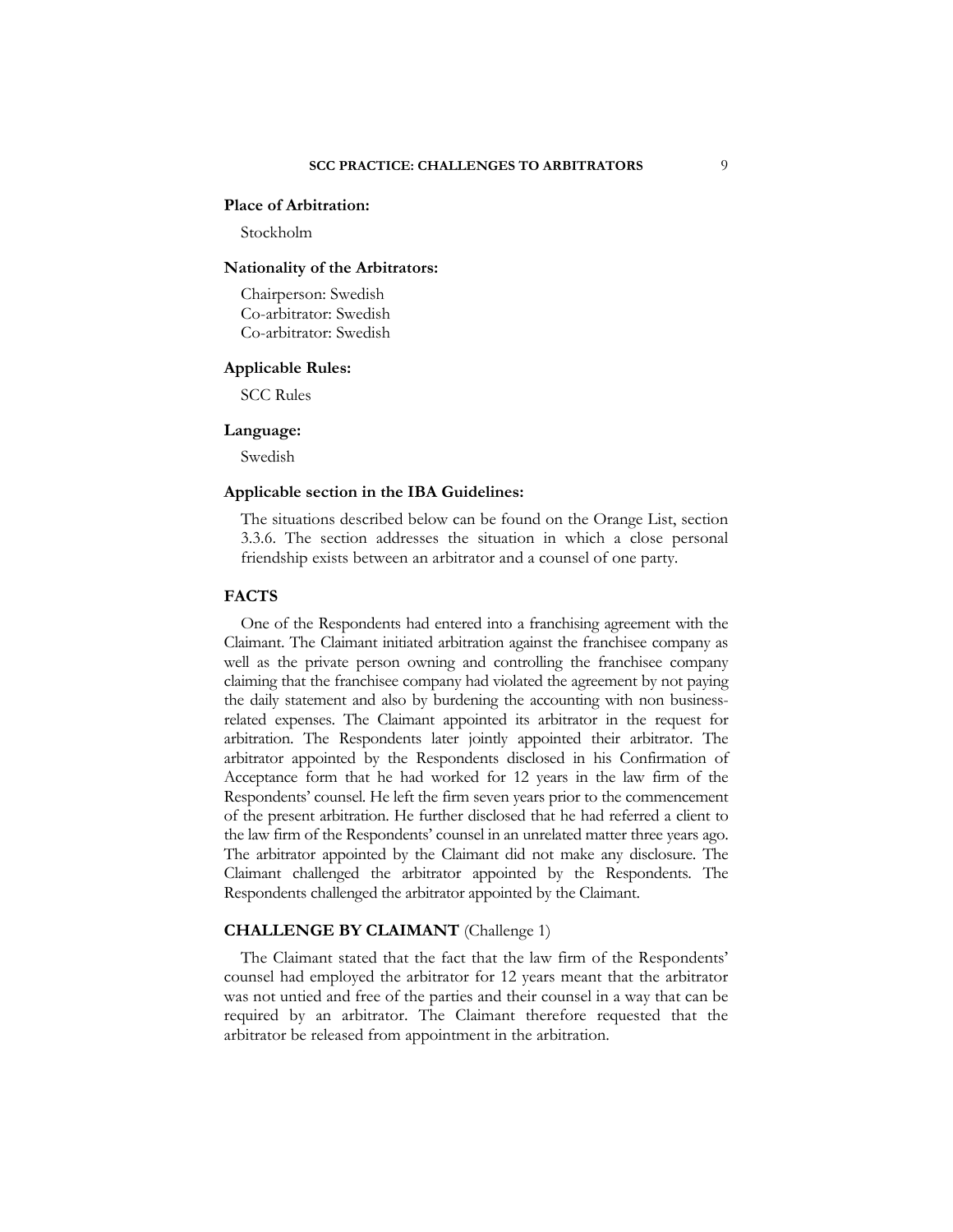**Place of Arbitration:**

Stockholm

**Nationality of the Arbitrators:**

Chairperson: Swedish
Co-arbitrator: Swedish
Co-arbitrator: Swedish

**Applicable Rules:**

SCC Rules

**Language:**

Swedish

**Applicable section in the IBA Guidelines:**

The situations described below can be found on the Orange List, section 3.3.6. The section addresses the situation in which a close personal friendship exists between an arbitrator and a counsel of one party.

**FACTS**

One of the Respondents had entered into a franchising agreement with the Claimant. The Claimant initiated arbitration against the franchisee company as well as the private person owning and controlling the franchisee company claiming that the franchisee company had violated the agreement by not paying the daily statement and also by burdening the accounting with non business-related expenses. The Claimant appointed its arbitrator in the request for arbitration. The Respondents later jointly appointed their arbitrator. The arbitrator appointed by the Respondents disclosed in his Confirmation of Acceptance form that he had worked for 12 years in the law firm of the Respondents' counsel. He left the firm seven years prior to the commencement of the present arbitration. He further disclosed that he had referred a client to the law firm of the Respondents' counsel in an unrelated matter three years ago. The arbitrator appointed by the Claimant did not make any disclosure. The Claimant challenged the arbitrator appointed by the Respondents. The Respondents challenged the arbitrator appointed by the Claimant.

**CHALLENGE BY CLAIMANT** (Challenge 1)

The Claimant stated that the fact that the law firm of the Respondents' counsel had employed the arbitrator for 12 years meant that the arbitrator was not untied and free of the parties and their counsel in a way that can be required by an arbitrator. The Claimant therefore requested that the arbitrator be released from appointment in the arbitration.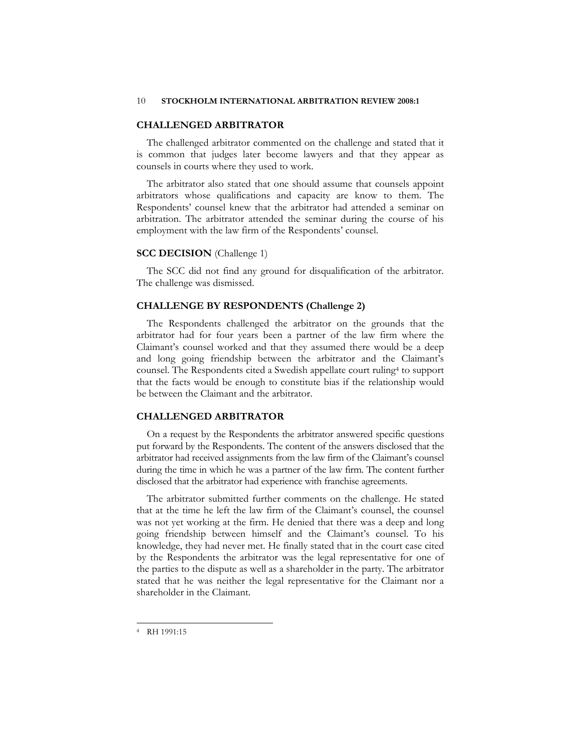## CHALLENGED ARBITRATOR

The challenged arbitrator commented on the challenge and stated that it is common that judges later become lawyers and that they appear as counsels in courts where they used to work.

The arbitrator also stated that one should assume that counsels appoint arbitrators whose qualifications and capacity are know to them. The Respondents' counsel knew that the arbitrator had attended a seminar on arbitration. The arbitrator attended the seminar during the course of his employment with the law firm of the Respondents' counsel.

## SCC DECISION (Challenge 1)

The SCC did not find any ground for disqualification of the arbitrator. The challenge was dismissed.

## CHALLENGE BY RESPONDENTS (Challenge 2)

The Respondents challenged the arbitrator on the grounds that the arbitrator had for four years been a partner of the law firm where the Claimant's counsel worked and that they assumed there would be a deep and long going friendship between the arbitrator and the Claimant's counsel. The Respondents cited a Swedish appellate court ruling[4] to support that the facts would be enough to constitute bias if the relationship would be between the Claimant and the arbitrator.

## CHALLENGED ARBITRATOR

On a request by the Respondents the arbitrator answered specific questions put forward by the Respondents. The content of the answers disclosed that the arbitrator had received assignments from the law firm of the Claimant's counsel during the time in which he was a partner of the law firm. The content further disclosed that the arbitrator had experience with franchise agreements.

The arbitrator submitted further comments on the challenge. He stated that at the time he left the law firm of the Claimant's counsel, the counsel was not yet working at the firm. He denied that there was a deep and long going friendship between himself and the Claimant's counsel. To his knowledge, they had never met. He finally stated that in the court case cited by the Respondents the arbitrator was the legal representative for one of the parties to the dispute as well as a shareholder in the party. The arbitrator stated that he was neither the legal representative for the Claimant nor a shareholder in the Claimant.

---

[4] RH 1991:15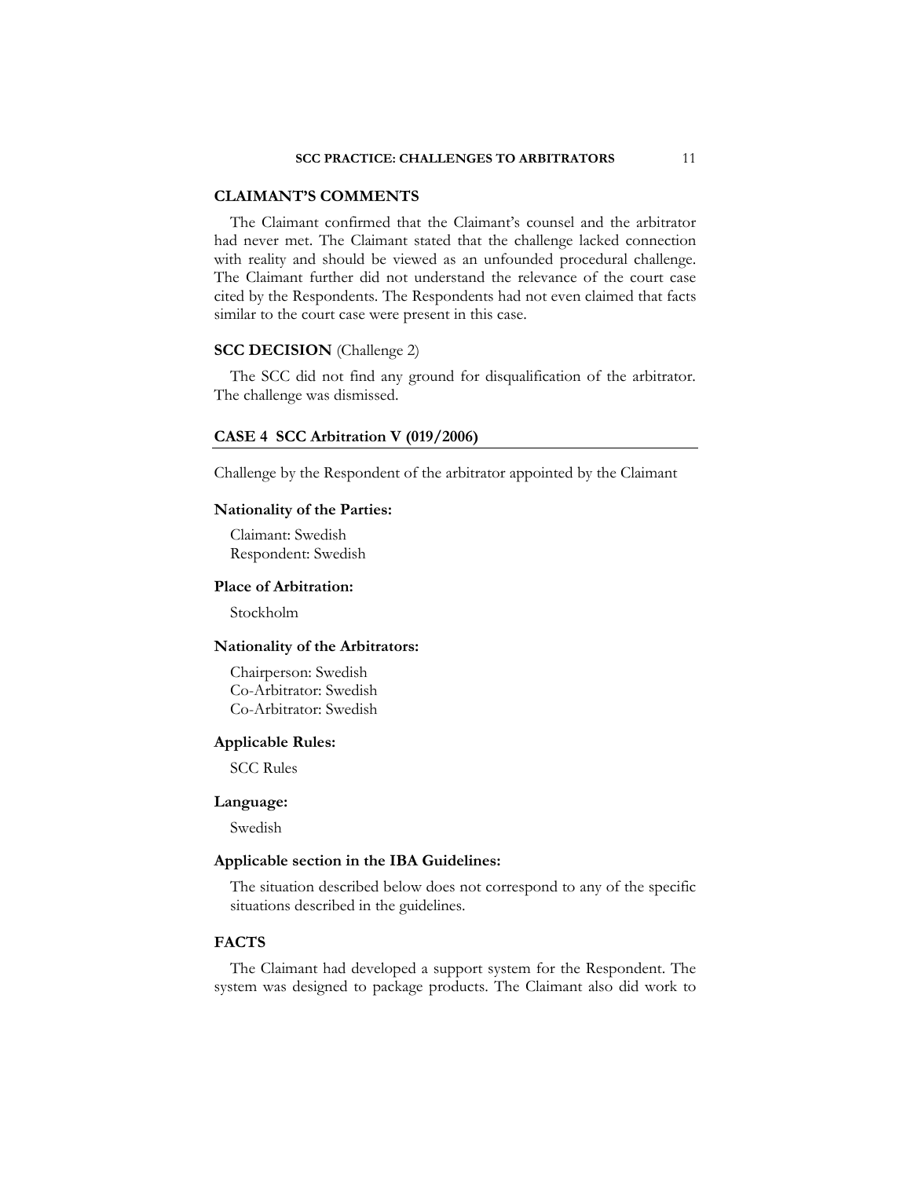### CLAIMANT'S COMMENTS

The Claimant confirmed that the Claimant's counsel and the arbitrator had never met. The Claimant stated that the challenge lacked connection with reality and should be viewed as an unfounded procedural challenge. The Claimant further did not understand the relevance of the court case cited by the Respondents. The Respondents had not even claimed that facts similar to the court case were present in this case.

### SCC DECISION (Challenge 2)

The SCC did not find any ground for disqualification of the arbitrator. The challenge was dismissed.

## CASE 4 SCC Arbitration V (019/2006)

Challenge by the Respondent of the arbitrator appointed by the Claimant

**Nationality of the Parties:**

Claimant: Swedish
Respondent: Swedish

**Place of Arbitration:**

Stockholm

**Nationality of the Arbitrators:**

Chairperson: Swedish
Co-Arbitrator: Swedish
Co-Arbitrator: Swedish

**Applicable Rules:**

SCC Rules

**Language:**

Swedish

**Applicable section in the IBA Guidelines:**

The situation described below does not correspond to any of the specific situations described in the guidelines.

### FACTS

The Claimant had developed a support system for the Respondent. The system was designed to package products. The Claimant also did work to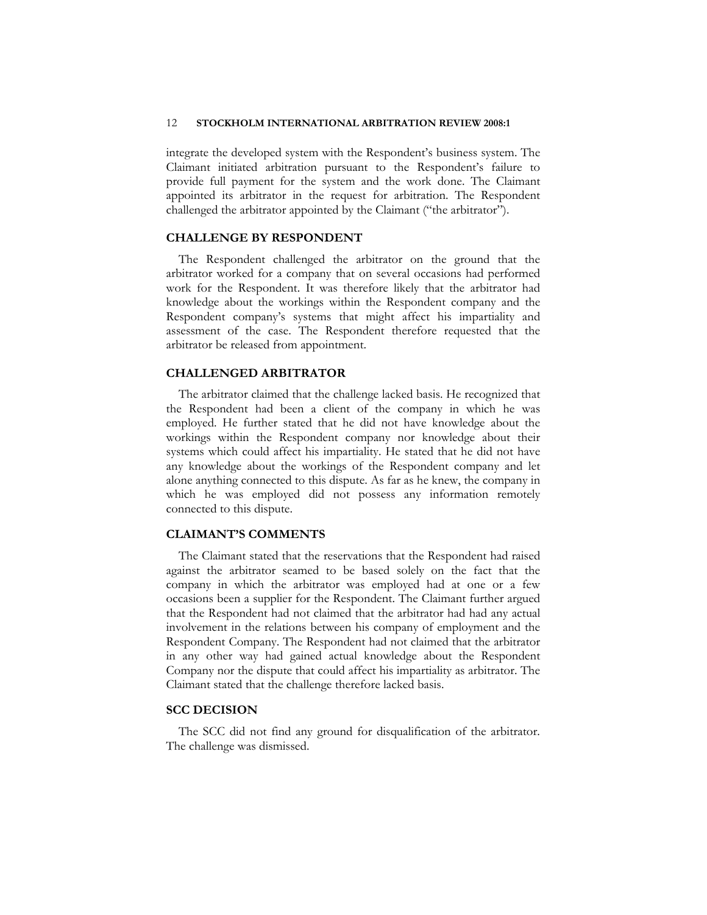integrate the developed system with the Respondent's business system. The Claimant initiated arbitration pursuant to the Respondent's failure to provide full payment for the system and the work done. The Claimant appointed its arbitrator in the request for arbitration. The Respondent challenged the arbitrator appointed by the Claimant ("the arbitrator").

## CHALLENGE BY RESPONDENT

The Respondent challenged the arbitrator on the ground that the arbitrator worked for a company that on several occasions had performed work for the Respondent. It was therefore likely that the arbitrator had knowledge about the workings within the Respondent company and the Respondent company's systems that might affect his impartiality and assessment of the case. The Respondent therefore requested that the arbitrator be released from appointment.

## CHALLENGED ARBITRATOR

The arbitrator claimed that the challenge lacked basis. He recognized that the Respondent had been a client of the company in which he was employed. He further stated that he did not have knowledge about the workings within the Respondent company nor knowledge about their systems which could affect his impartiality. He stated that he did not have any knowledge about the workings of the Respondent company and let alone anything connected to this dispute. As far as he knew, the company in which he was employed did not possess any information remotely connected to this dispute.

## CLAIMANT'S COMMENTS

The Claimant stated that the reservations that the Respondent had raised against the arbitrator seamed to be based solely on the fact that the company in which the arbitrator was employed had at one or a few occasions been a supplier for the Respondent. The Claimant further argued that the Respondent had not claimed that the arbitrator had had any actual involvement in the relations between his company of employment and the Respondent Company. The Respondent had not claimed that the arbitrator in any other way had gained actual knowledge about the Respondent Company nor the dispute that could affect his impartiality as arbitrator. The Claimant stated that the challenge therefore lacked basis.

## SCC DECISION

The SCC did not find any ground for disqualification of the arbitrator. The challenge was dismissed.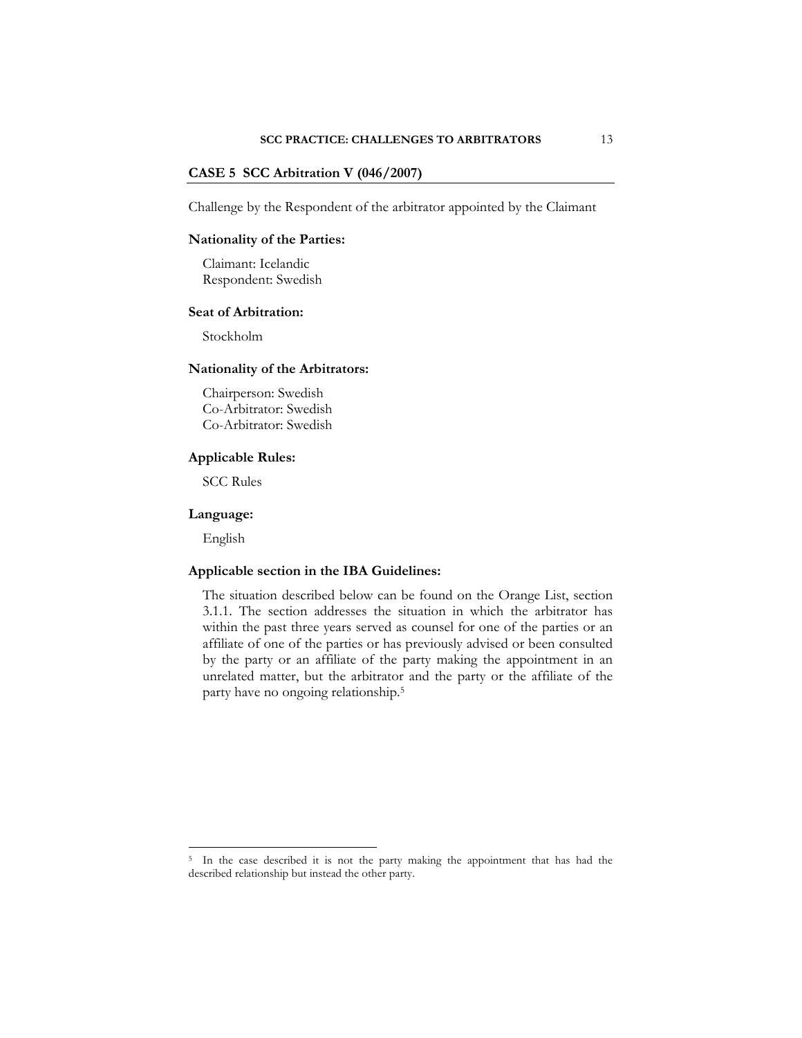## CASE 5 SCC Arbitration V (046/2007)

Challenge by the Respondent of the arbitrator appointed by the Claimant

### Nationality of the Parties:

Claimant: Icelandic
Respondent: Swedish

### Seat of Arbitration:

Stockholm

### Nationality of the Arbitrators:

Chairperson: Swedish
Co-Arbitrator: Swedish
Co-Arbitrator: Swedish

### Applicable Rules:

SCC Rules

### Language:

English

### Applicable section in the IBA Guidelines:

The situation described below can be found on the Orange List, section 3.1.1. The section addresses the situation in which the arbitrator has within the past three years served as counsel for one of the parties or an affiliate of one of the parties or has previously advised or been consulted by the party or an affiliate of the party making the appointment in an unrelated matter, but the arbitrator and the party or the affiliate of the party have no ongoing relationship.[5]

---

[5] In the case described it is not the party making the appointment that has had the described relationship but instead the other party.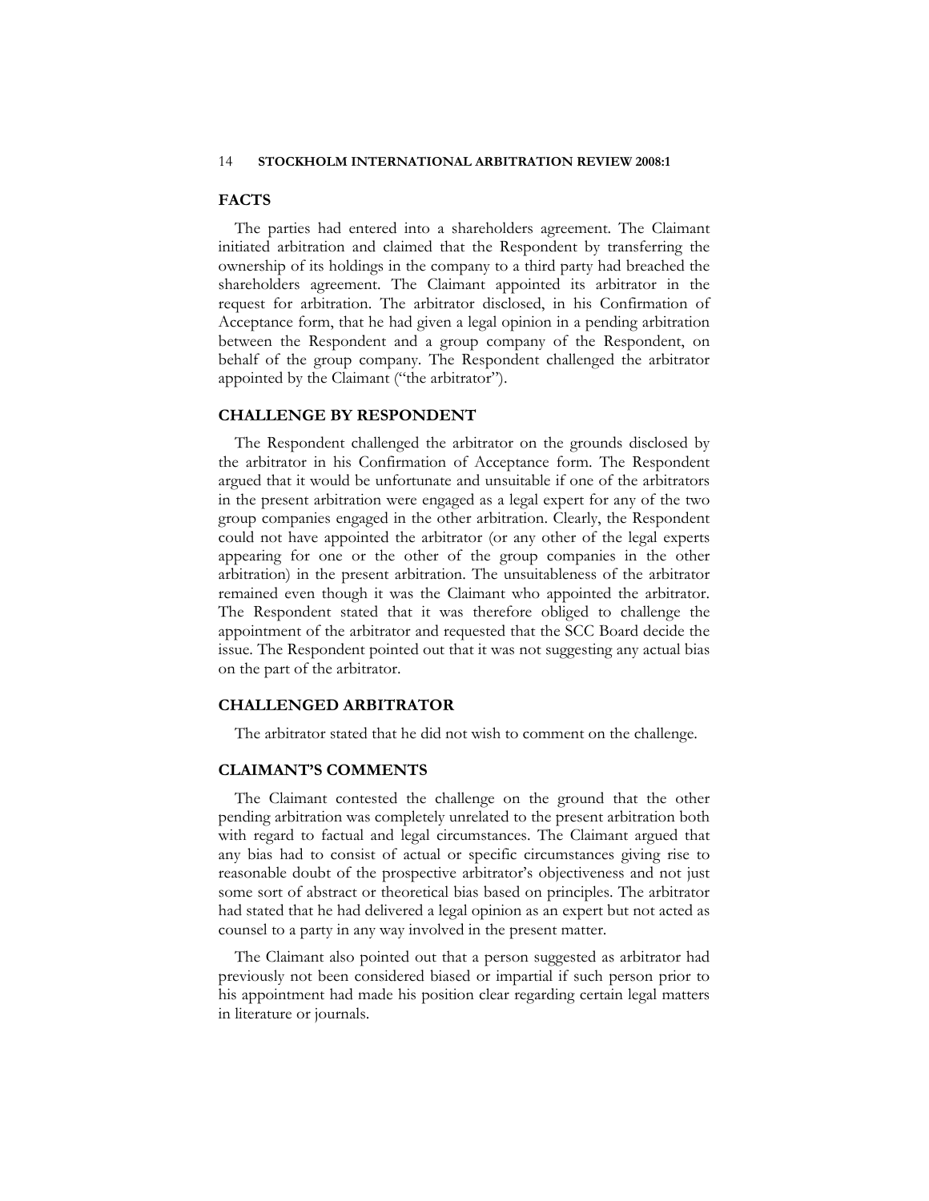## FACTS

The parties had entered into a shareholders agreement. The Claimant initiated arbitration and claimed that the Respondent by transferring the ownership of its holdings in the company to a third party had breached the shareholders agreement. The Claimant appointed its arbitrator in the request for arbitration. The arbitrator disclosed, in his Confirmation of Acceptance form, that he had given a legal opinion in a pending arbitration between the Respondent and a group company of the Respondent, on behalf of the group company. The Respondent challenged the arbitrator appointed by the Claimant ("the arbitrator").

## CHALLENGE BY RESPONDENT

The Respondent challenged the arbitrator on the grounds disclosed by the arbitrator in his Confirmation of Acceptance form. The Respondent argued that it would be unfortunate and unsuitable if one of the arbitrators in the present arbitration were engaged as a legal expert for any of the two group companies engaged in the other arbitration. Clearly, the Respondent could not have appointed the arbitrator (or any other of the legal experts appearing for one or the other of the group companies in the other arbitration) in the present arbitration. The unsuitableness of the arbitrator remained even though it was the Claimant who appointed the arbitrator. The Respondent stated that it was therefore obliged to challenge the appointment of the arbitrator and requested that the SCC Board decide the issue. The Respondent pointed out that it was not suggesting any actual bias on the part of the arbitrator.

## CHALLENGED ARBITRATOR

The arbitrator stated that he did not wish to comment on the challenge.

## CLAIMANT'S COMMENTS

The Claimant contested the challenge on the ground that the other pending arbitration was completely unrelated to the present arbitration both with regard to factual and legal circumstances. The Claimant argued that any bias had to consist of actual or specific circumstances giving rise to reasonable doubt of the prospective arbitrator's objectiveness and not just some sort of abstract or theoretical bias based on principles. The arbitrator had stated that he had delivered a legal opinion as an expert but not acted as counsel to a party in any way involved in the present matter.

The Claimant also pointed out that a person suggested as arbitrator had previously not been considered biased or impartial if such person prior to his appointment had made his position clear regarding certain legal matters in literature or journals.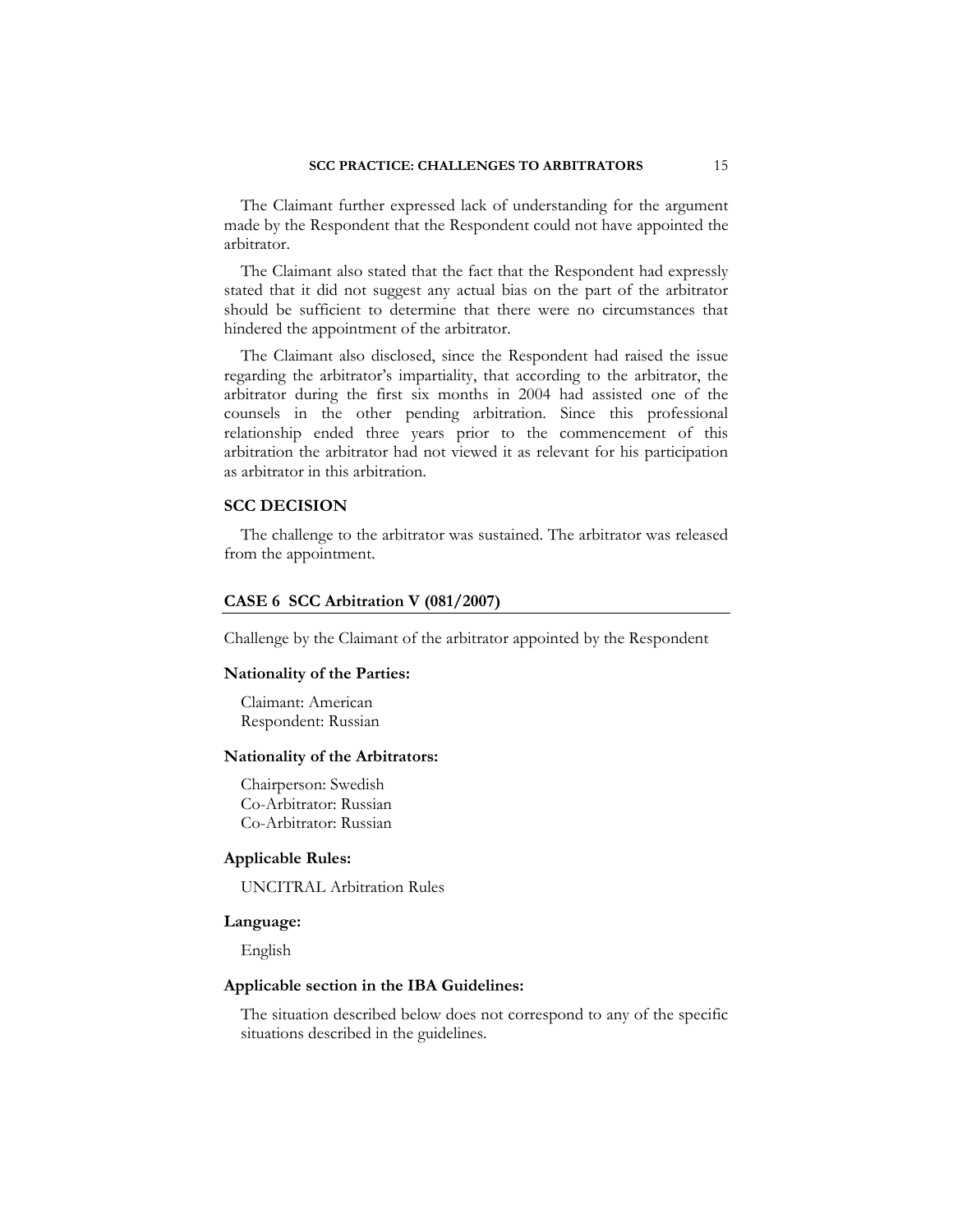The Claimant further expressed lack of understanding for the argument made by the Respondent that the Respondent could not have appointed the arbitrator.

The Claimant also stated that the fact that the Respondent had expressly stated that it did not suggest any actual bias on the part of the arbitrator should be sufficient to determine that there were no circumstances that hindered the appointment of the arbitrator.

The Claimant also disclosed, since the Respondent had raised the issue regarding the arbitrator's impartiality, that according to the arbitrator, the arbitrator during the first six months in 2004 had assisted one of the counsels in the other pending arbitration. Since this professional relationship ended three years prior to the commencement of this arbitration the arbitrator had not viewed it as relevant for his participation as arbitrator in this arbitration.

### SCC DECISION

The challenge to the arbitrator was sustained. The arbitrator was released from the appointment.

## CASE 6 SCC Arbitration V (081/2007)

Challenge by the Claimant of the arbitrator appointed by the Respondent

### Nationality of the Parties:

Claimant: American
Respondent: Russian

### Nationality of the Arbitrators:

Chairperson: Swedish
Co-Arbitrator: Russian
Co-Arbitrator: Russian

### Applicable Rules:

UNCITRAL Arbitration Rules

### Language:

English

### Applicable section in the IBA Guidelines:

The situation described below does not correspond to any of the specific situations described in the guidelines.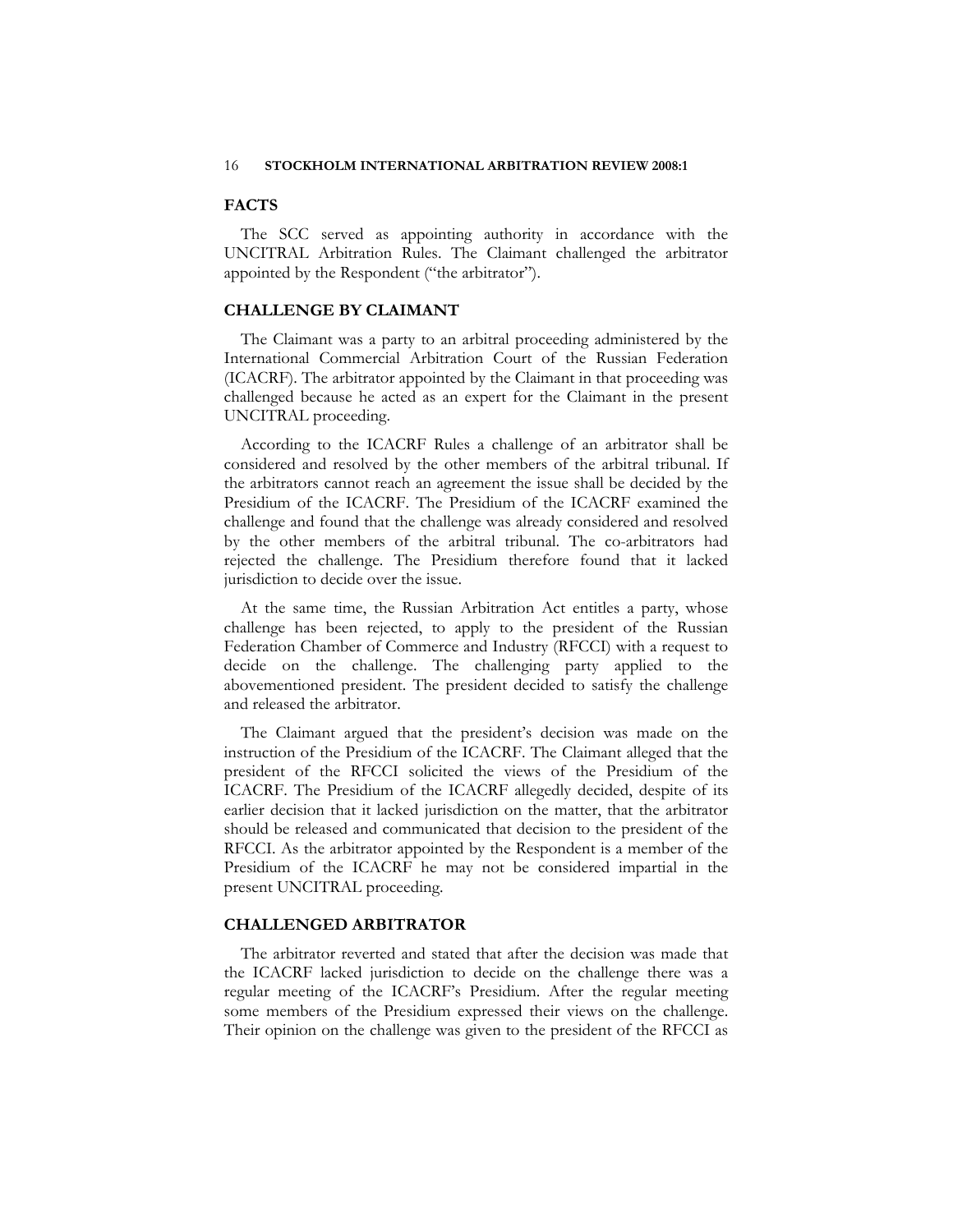## FACTS

The SCC served as appointing authority in accordance with the UNCITRAL Arbitration Rules. The Claimant challenged the arbitrator appointed by the Respondent ("the arbitrator").

## CHALLENGE BY CLAIMANT

The Claimant was a party to an arbitral proceeding administered by the International Commercial Arbitration Court of the Russian Federation (ICACRF). The arbitrator appointed by the Claimant in that proceeding was challenged because he acted as an expert for the Claimant in the present UNCITRAL proceeding.

According to the ICACRF Rules a challenge of an arbitrator shall be considered and resolved by the other members of the arbitral tribunal. If the arbitrators cannot reach an agreement the issue shall be decided by the Presidium of the ICACRF. The Presidium of the ICACRF examined the challenge and found that the challenge was already considered and resolved by the other members of the arbitral tribunal. The co-arbitrators had rejected the challenge. The Presidium therefore found that it lacked jurisdiction to decide over the issue.

At the same time, the Russian Arbitration Act entitles a party, whose challenge has been rejected, to apply to the president of the Russian Federation Chamber of Commerce and Industry (RFCCI) with a request to decide on the challenge. The challenging party applied to the abovementioned president. The president decided to satisfy the challenge and released the arbitrator.

The Claimant argued that the president's decision was made on the instruction of the Presidium of the ICACRF. The Claimant alleged that the president of the RFCCI solicited the views of the Presidium of the ICACRF. The Presidium of the ICACRF allegedly decided, despite of its earlier decision that it lacked jurisdiction on the matter, that the arbitrator should be released and communicated that decision to the president of the RFCCI. As the arbitrator appointed by the Respondent is a member of the Presidium of the ICACRF he may not be considered impartial in the present UNCITRAL proceeding.

## CHALLENGED ARBITRATOR

The arbitrator reverted and stated that after the decision was made that the ICACRF lacked jurisdiction to decide on the challenge there was a regular meeting of the ICACRF's Presidium. After the regular meeting some members of the Presidium expressed their views on the challenge. Their opinion on the challenge was given to the president of the RFCCI as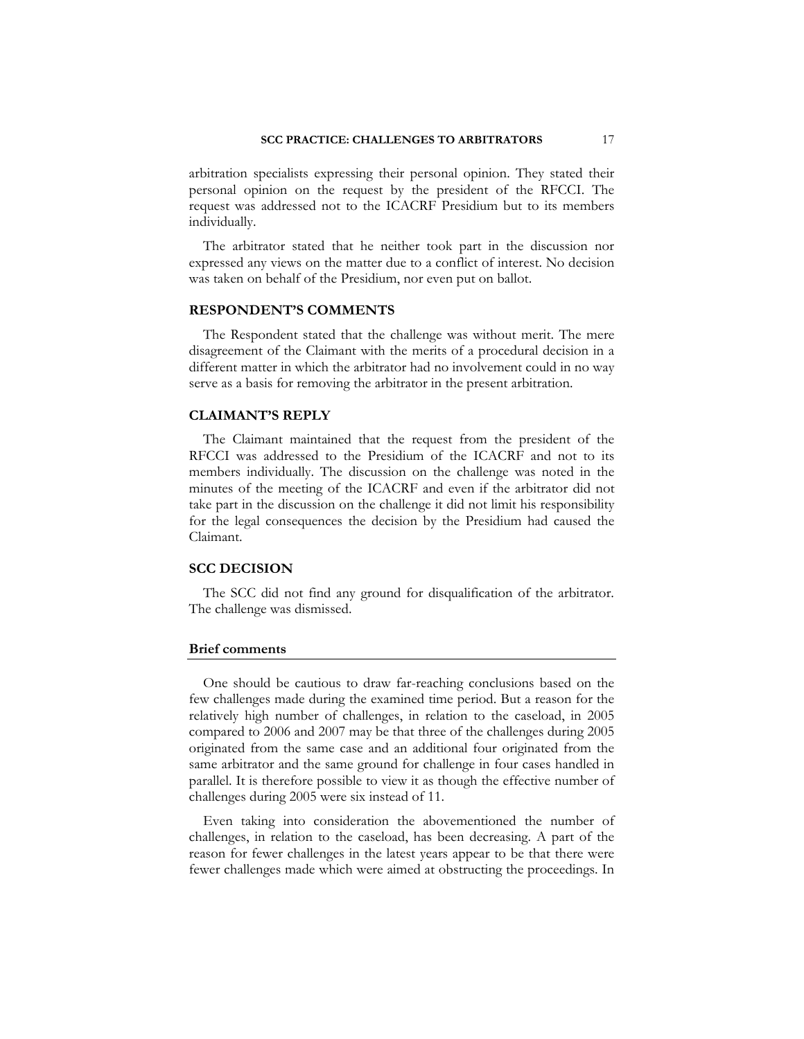arbitration specialists expressing their personal opinion. They stated their personal opinion on the request by the president of the RFCCI. The request was addressed not to the ICACRF Presidium but to its members individually.

The arbitrator stated that he neither took part in the discussion nor expressed any views on the matter due to a conflict of interest. No decision was taken on behalf of the Presidium, nor even put on ballot.

### RESPONDENT'S COMMENTS

The Respondent stated that the challenge was without merit. The mere disagreement of the Claimant with the merits of a procedural decision in a different matter in which the arbitrator had no involvement could in no way serve as a basis for removing the arbitrator in the present arbitration.

### CLAIMANT'S REPLY

The Claimant maintained that the request from the president of the RFCCI was addressed to the Presidium of the ICACRF and not to its members individually. The discussion on the challenge was noted in the minutes of the meeting of the ICACRF and even if the arbitrator did not take part in the discussion on the challenge it did not limit his responsibility for the legal consequences the decision by the Presidium had caused the Claimant.

### SCC DECISION

The SCC did not find any ground for disqualification of the arbitrator. The challenge was dismissed.

## Brief comments

One should be cautious to draw far-reaching conclusions based on the few challenges made during the examined time period. But a reason for the relatively high number of challenges, in relation to the caseload, in 2005 compared to 2006 and 2007 may be that three of the challenges during 2005 originated from the same case and an additional four originated from the same arbitrator and the same ground for challenge in four cases handled in parallel. It is therefore possible to view it as though the effective number of challenges during 2005 were six instead of 11.

Even taking into consideration the abovementioned the number of challenges, in relation to the caseload, has been decreasing. A part of the reason for fewer challenges in the latest years appear to be that there were fewer challenges made which were aimed at obstructing the proceedings. In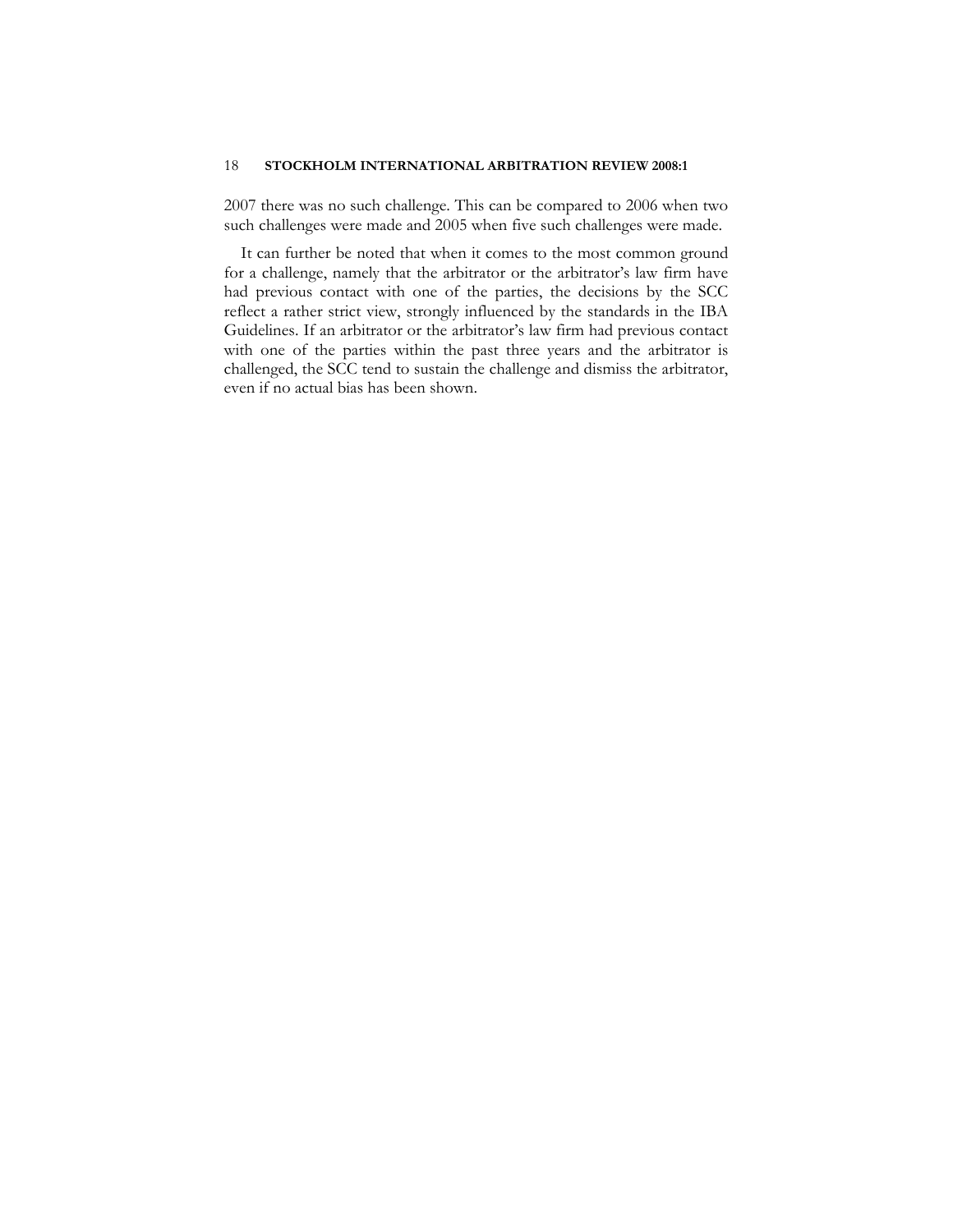2007 there was no such challenge. This can be compared to 2006 when two such challenges were made and 2005 when five such challenges were made.

It can further be noted that when it comes to the most common ground for a challenge, namely that the arbitrator or the arbitrator's law firm have had previous contact with one of the parties, the decisions by the SCC reflect a rather strict view, strongly influenced by the standards in the IBA Guidelines. If an arbitrator or the arbitrator's law firm had previous contact with one of the parties within the past three years and the arbitrator is challenged, the SCC tend to sustain the challenge and dismiss the arbitrator, even if no actual bias has been shown.